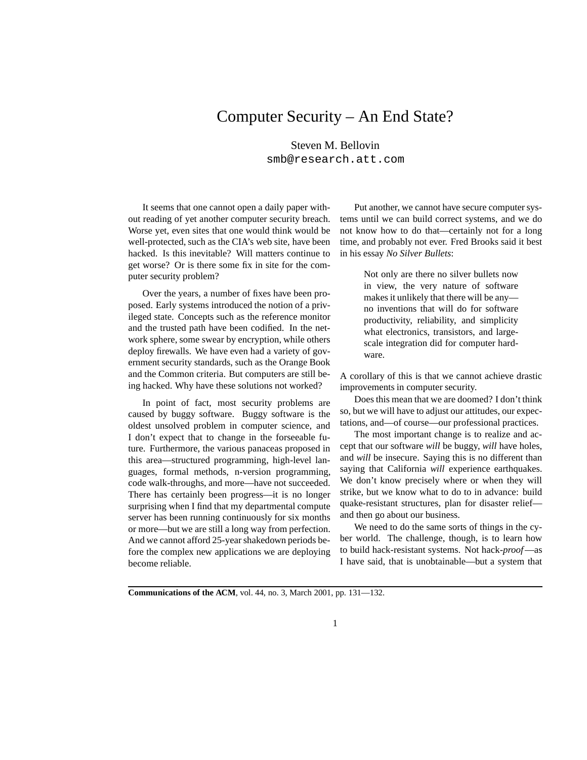# Computer Security – An End State?

Steven M. Bellovin
smb@research.att.com

It seems that one cannot open a daily paper without reading of yet another computer security breach. Worse yet, even sites that one would think would be well-protected, such as the CIA's web site, have been hacked. Is this inevitable? Will matters continue to get worse? Or is there some fix in site for the computer security problem?

Over the years, a number of fixes have been proposed. Early systems introduced the notion of a privileged state. Concepts such as the reference monitor and the trusted path have been codified. In the network sphere, some swear by encryption, while others deploy firewalls. We have even had a variety of government security standards, such as the Orange Book and the Common criteria. But computers are still being hacked. Why have these solutions not worked?

In point of fact, most security problems are caused by buggy software. Buggy software is the oldest unsolved problem in computer science, and I don't expect that to change in the forseeable future. Furthermore, the various panaceas proposed in this area—structured programming, high-level languages, formal methods, n-version programming, code walk-throughs, and more—have not succeeded. There has certainly been progress—it is no longer surprising when I find that my departmental compute server has been running continuously for six months or more—but we are still a long way from perfection. And we cannot afford 25-year shakedown periods before the complex new applications we are deploying become reliable.

Put another, we cannot have secure computer systems until we can build correct systems, and we do not know how to do that—certainly not for a long time, and probably not ever. Fred Brooks said it best in his essay *No Silver Bullets*:

> Not only are there no silver bullets now in view, the very nature of software makes it unlikely that there will be any—no inventions that will do for software productivity, reliability, and simplicity what electronics, transistors, and large-scale integration did for computer hardware.

A corollary of this is that we cannot achieve drastic improvements in computer security.

Does this mean that we are doomed? I don't think so, but we will have to adjust our attitudes, our expectations, and—of course—our professional practices.

The most important change is to realize and accept that our software *will* be buggy, *will* have holes, and *will* be insecure. Saying this is no different than saying that California *will* experience earthquakes. We don't know precisely where or when they will strike, but we know what to do to in advance: build quake-resistant structures, plan for disaster relief—and then go about our business.

We need to do the same sorts of things in the cyber world. The challenge, though, is to learn how to build hack-resistant systems. Not hack-*proof*—as I have said, that is unobtainable—but a system that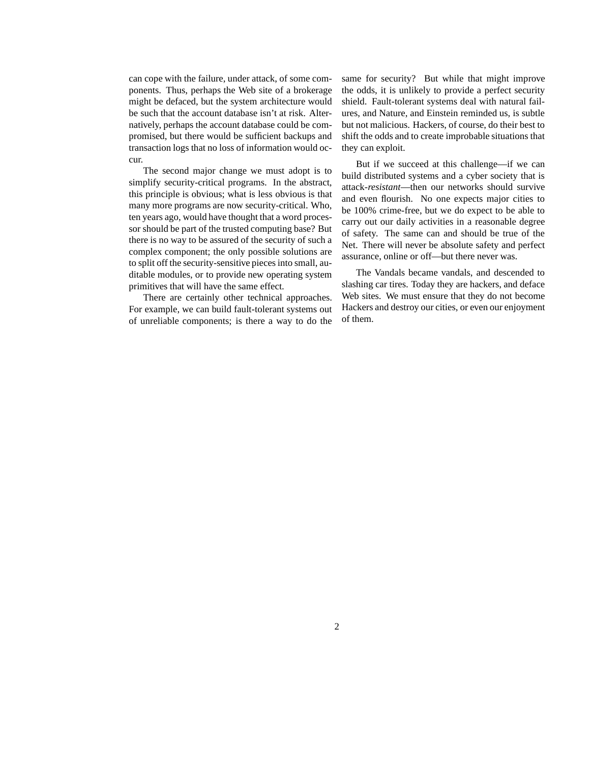can cope with the failure, under attack, of some components. Thus, perhaps the Web site of a brokerage might be defaced, but the system architecture would be such that the account database isn't at risk. Alternatively, perhaps the account database could be compromised, but there would be sufficient backups and transaction logs that no loss of information would occur.

The second major change we must adopt is to simplify security-critical programs. In the abstract, this principle is obvious; what is less obvious is that many more programs are now security-critical. Who, ten years ago, would have thought that a word processor should be part of the trusted computing base? But there is no way to be assured of the security of such a complex component; the only possible solutions are to split off the security-sensitive pieces into small, auditable modules, or to provide new operating system primitives that will have the same effect.

There are certainly other technical approaches. For example, we can build fault-tolerant systems out of unreliable components; is there a way to do the same for security? But while that might improve the odds, it is unlikely to provide a perfect security shield. Fault-tolerant systems deal with natural failures, and Nature, and Einstein reminded us, is subtle but not malicious. Hackers, of course, do their best to shift the odds and to create improbable situations that they can exploit.

But if we succeed at this challenge—if we can build distributed systems and a cyber society that is attack-*resistant*—then our networks should survive and even flourish. No one expects major cities to be 100% crime-free, but we do expect to be able to carry out our daily activities in a reasonable degree of safety. The same can and should be true of the Net. There will never be absolute safety and perfect assurance, online or off—but there never was.

The Vandals became vandals, and descended to slashing car tires. Today they are hackers, and deface Web sites. We must ensure that they do not become Hackers and destroy our cities, or even our enjoyment of them.